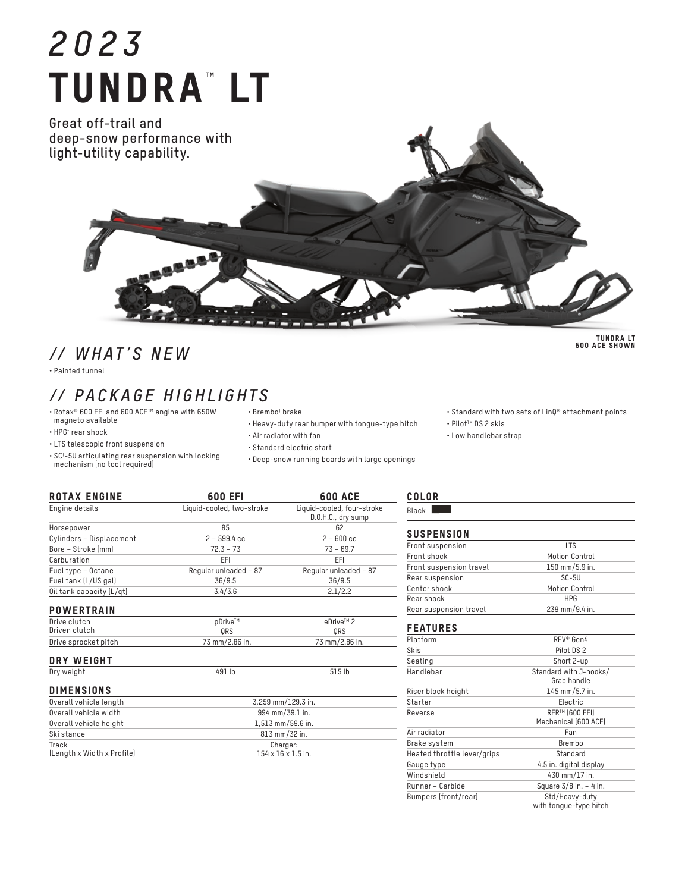# 2023

# TUNDRA™ LT

**Great off-trail and deep-snow performance with light-utility capability.**

TUNDRA LT 600 ACE SHOWN

## // WHAT'S NEW

- Painted tunnel

## // PACKAGE HIGHLIGHTS

- Rotax® 600 EFI and 600 ACE™ engine with 650W magneto available
- HPG† rear shock
- LTS telescopic front suspension
- SC†-5U articulating rear suspension with locking mechanism (no tool required)
- Brembo† brake
- Heavy-duty rear bumper with tongue-type hitch
- Air radiator with fan
- Standard electric start
- Deep-snow running boards with large openings
- Standard with two sets of LinQ® attachment points
- Pilot™ DS 2 skis
- Low handlebar strap

### ROTAX ENGINE

| ROTAX ENGINE | 600 EFI | 600 ACE |
|---|---|---|
| Engine details | Liquid-cooled, two-stroke | Liquid-cooled, four-stroke D.O.H.C., dry sump |
| Horsepower | 85 | 62 |
| Cylinders – Displacement | 2 – 599.4 cc | 2 – 600 cc |
| Bore – Stroke (mm) | 72.3 – 73 | 73 – 69.7 |
| Carburation | EFI | EFI |
| Fuel type – Octane | Regular unleaded – 87 | Regular unleaded – 87 |
| Fuel tank (L/US gal) | 36/9.5 | 36/9.5 |
| Oil tank capacity (L/qt) | 3.4/3.6 | 2.1/2.2 |

### POWERTRAIN

| POWERTRAIN | 600 EFI | 600 ACE |
|---|---|---|
| Drive clutch | pDrive™ | eDrive™ 2 |
| Driven clutch | QRS | QRS |
| Drive sprocket pitch | 73 mm/2.86 in. | 73 mm/2.86 in. |

### DRY WEIGHT

| DRY WEIGHT | 600 EFI | 600 ACE |
|---|---|---|
| Dry weight | 491 lb | 515 lb |

### DIMENSIONS

| DIMENSIONS | |
|---|---|
| Overall vehicle length | 3,259 mm/129.3 in. |
| Overall vehicle width | 994 mm/39.1 in. |
| Overall vehicle height | 1,513 mm/59.6 in. |
| Ski stance | 813 mm/32 in. |
| Track (Length x Width x Profile) | Charger: 154 x 16 x 1.5 in. |

### COLOR

Black

### SUSPENSION

| SUSPENSION | |
|---|---|
| Front suspension | LTS |
| Front shock | Motion Control |
| Front suspension travel | 150 mm/5.9 in. |
| Rear suspension | SC-5U |
| Center shock | Motion Control |
| Rear shock | HPG |
| Rear suspension travel | 239 mm/9.4 in. |

### FEATURES

| FEATURES | |
|---|---|
| Platform | REV® Gen4 |
| Skis | Pilot DS 2 |
| Seating | Short 2-up |
| Handlebar | Standard with J-hooks/ Grab handle |
| Riser block height | 145 mm/5.7 in. |
| Starter | Electric |
| Reverse | RER™ (600 EFI) Mechanical (600 ACE) |
| Air radiator | Fan |
| Brake system | Brembo |
| Heated throttle lever/grips | Standard |
| Gauge type | 4.5 in. digital display |
| Windshield | 430 mm/17 in. |
| Runner – Carbide | Square 3/8 in. – 4 in. |
| Bumpers (front/rear) | Std/Heavy-duty with tongue-type hitch |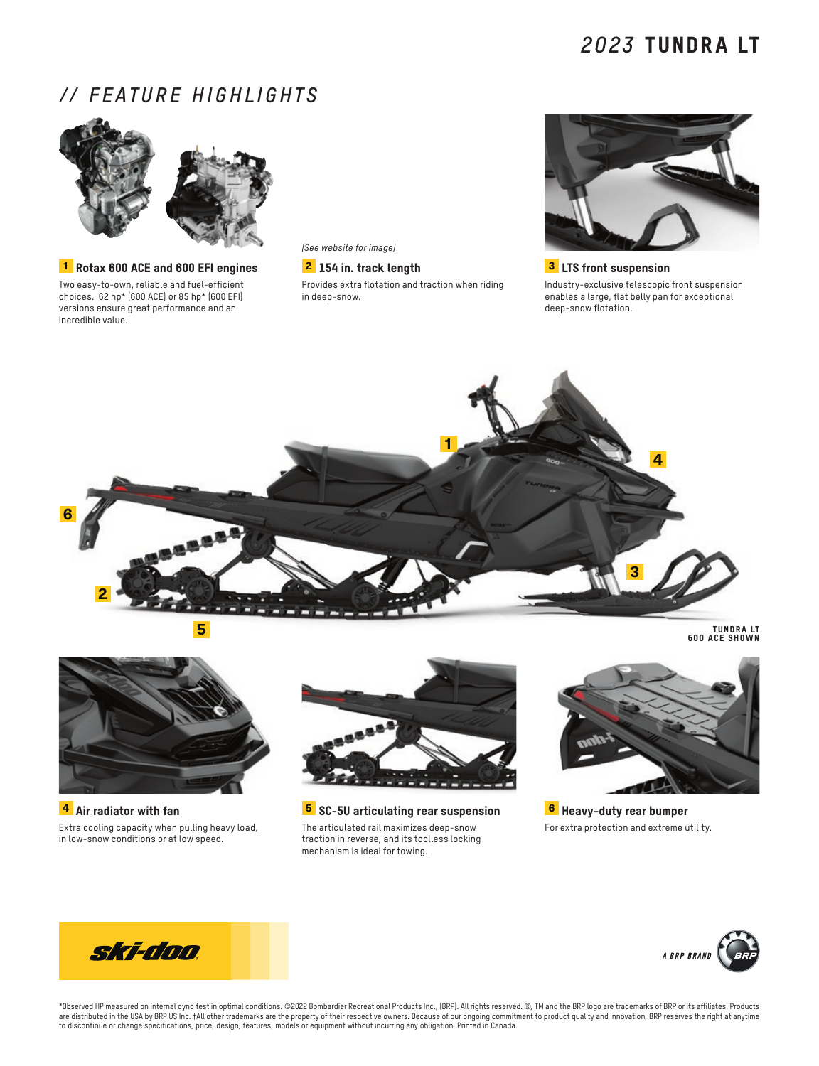# 2023 TUNDRA LT

## // FEATURE HIGHLIGHTS

### 1 Rotax 600 ACE and 600 EFI engines

Two easy-to-own, reliable and fuel-efficient choices. 62 hp* (600 ACE) or 85 hp* (600 EFI) versions ensure great performance and an incredible value.

*(See website for image)*

### 2 154 in. track length

Provides extra flotation and traction when riding in deep-snow.

### 3 LTS front suspension

Industry-exclusive telescopic front suspension enables a large, flat belly pan for exceptional deep-snow flotation.

TUNDRA LT
600 ACE SHOWN

### 4 Air radiator with fan

Extra cooling capacity when pulling heavy load, in low-snow conditions or at low speed.

### 5 SC-5U articulating rear suspension

The articulated rail maximizes deep-snow traction in reverse, and its toolless locking mechanism is ideal for towing.

### 6 Heavy-duty rear bumper

For extra protection and extreme utility.

ski-doo

A BRP BRAND

*Observed HP measured on internal dyno test in optimal conditions. ©2022 Bombardier Recreational Products Inc., (BRP). All rights reserved. ®, TM and the BRP logo are trademarks of BRP or its affiliates. Products are distributed in the USA by BRP US Inc. †All other trademarks are the property of their respective owners. Because of our ongoing commitment to product quality and innovation, BRP reserves the right at anytime to discontinue or change specifications, price, design, features, models or equipment without incurring any obligation. Printed in Canada.